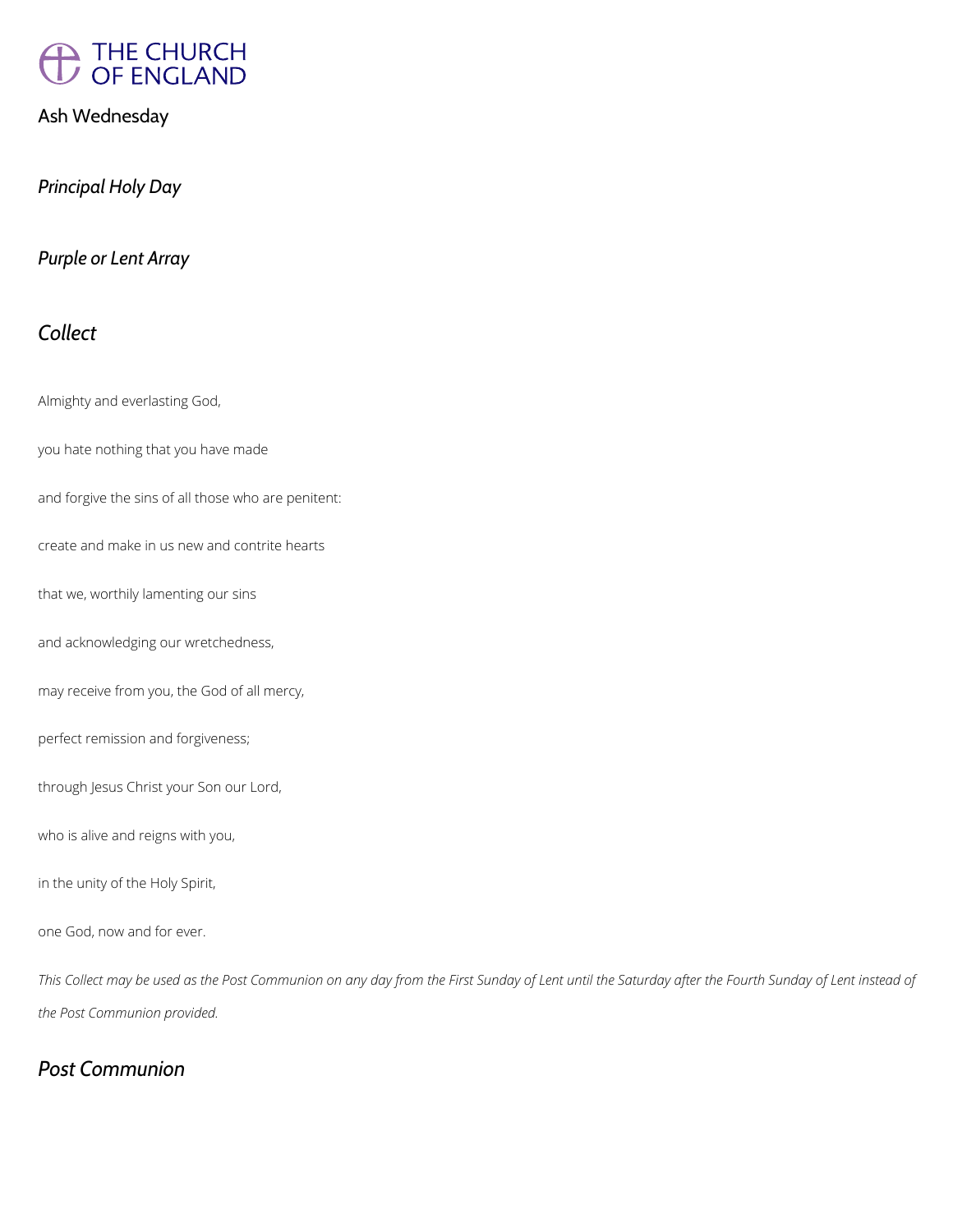# THE CHURCH OF ENGLAND

## Ash Wednesday

*Principal Holy Day*

*Purple or Lent Array*

### *Collect*

Almighty and everlasting God,

you hate nothing that you have made

and forgive the sins of all those who are penitent:

create and make in us new and contrite hearts

that we, worthily lamenting our sins

and acknowledging our wretchedness,

may receive from you, the God of all mercy,

perfect remission and forgiveness;

through Jesus Christ your Son our Lord,

who is alive and reigns with you,

in the unity of the Holy Spirit,

one God, now and for ever.

*This Collect may be used as the Post Communion on any day from the First Sunday of Lent until the Saturday after the Fourth Sunday of Lent instead of the Post Communion provided.*

### *Post Communion*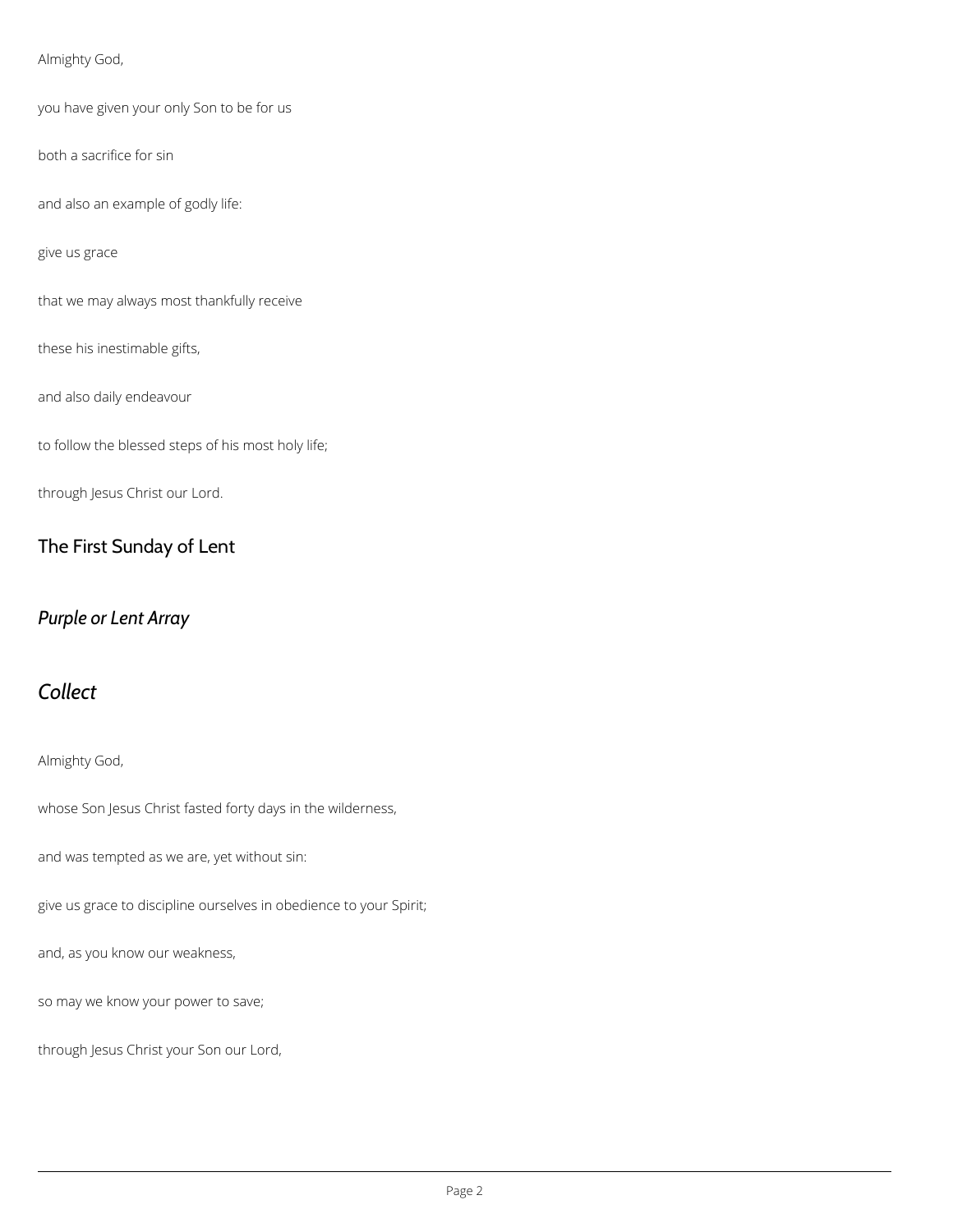Almighty God,

you have given your only Son to be for us

both a sacrifice for sin

and also an example of godly life:

give us grace

that we may always most thankfully receive

these his inestimable gifts,

and also daily endeavour

to follow the blessed steps of his most holy life;

through Jesus Christ our Lord.

## The First Sunday of Lent

### *Purple or Lent Array*

### *Collect*

Almighty God,

whose Son Jesus Christ fasted forty days in the wilderness,

and was tempted as we are, yet without sin:

give us grace to discipline ourselves in obedience to your Spirit;

and, as you know our weakness,

so may we know your power to save;

through Jesus Christ your Son our Lord,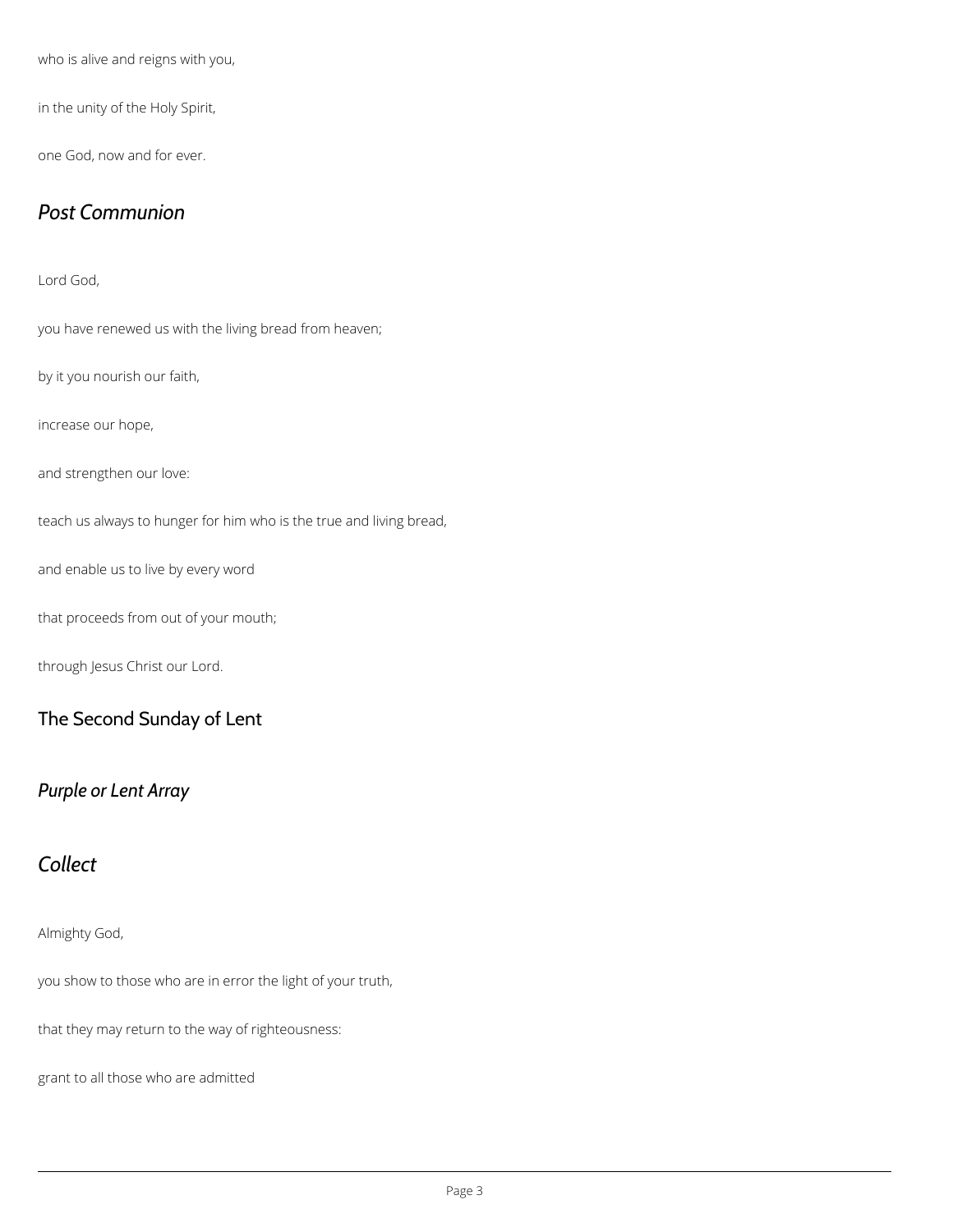who is alive and reigns with you,

in the unity of the Holy Spirit,

one God, now and for ever.

### *Post Communion*

Lord God,

you have renewed us with the living bread from heaven;

by it you nourish our faith,

increase our hope,

and strengthen our love:

teach us always to hunger for him who is the true and living bread,

and enable us to live by every word

that proceeds from out of your mouth;

through Jesus Christ our Lord.

## The Second Sunday of Lent

### *Purple or Lent Array*

### *Collect*

Almighty God,

you show to those who are in error the light of your truth,

that they may return to the way of righteousness:

grant to all those who are admitted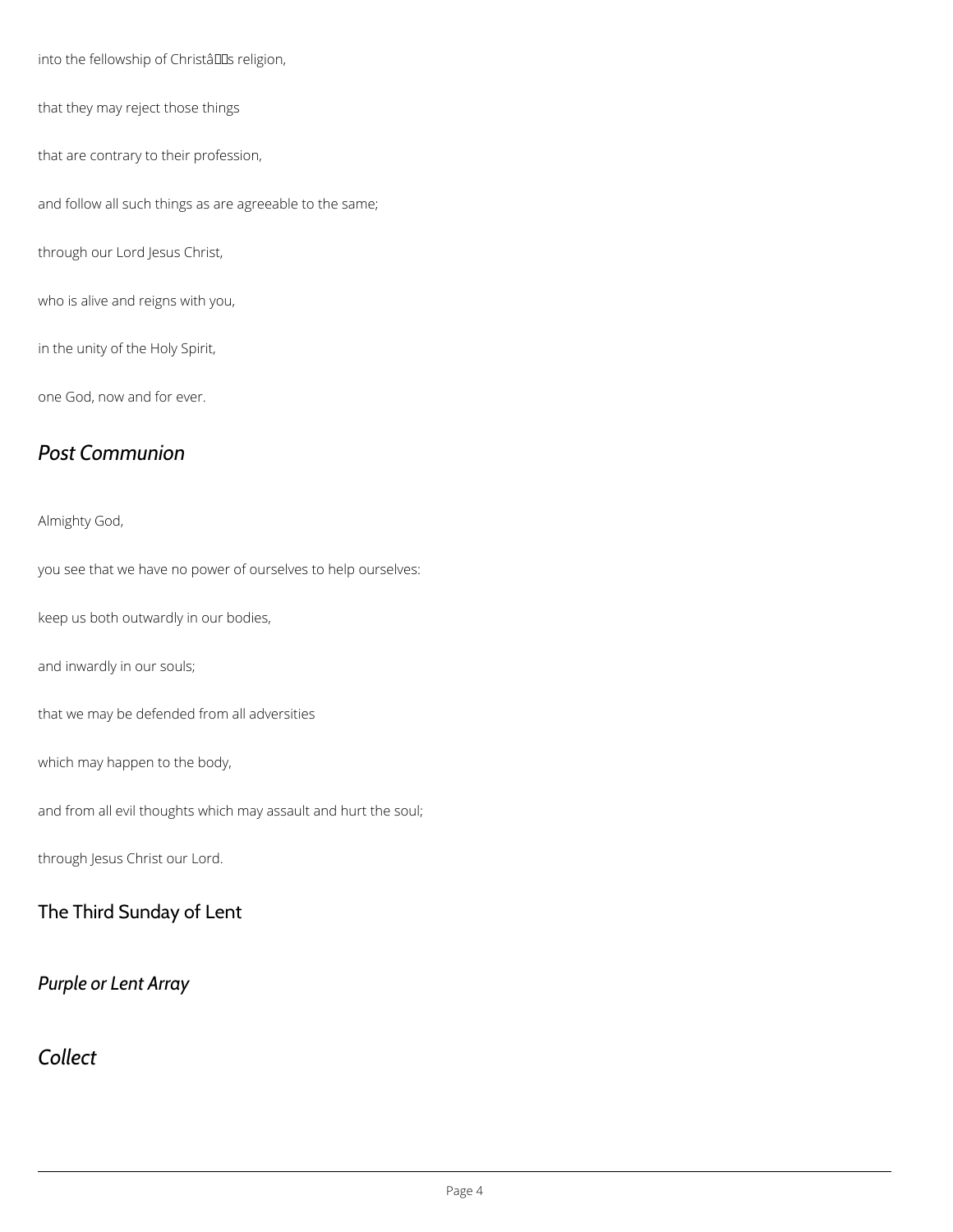into the fellowship of Christâs religion,

that they may reject those things

that are contrary to their profession,

and follow all such things as are agreeable to the same;

through our Lord Jesus Christ,

who is alive and reigns with you,

in the unity of the Holy Spirit,

one God, now and for ever.

### *Post Communion*

Almighty God,

you see that we have no power of ourselves to help ourselves:

keep us both outwardly in our bodies,

and inwardly in our souls;

that we may be defended from all adversities

which may happen to the body,

and from all evil thoughts which may assault and hurt the soul;

through Jesus Christ our Lord.

## The Third Sunday of Lent

### *Purple or Lent Array*

### *Collect*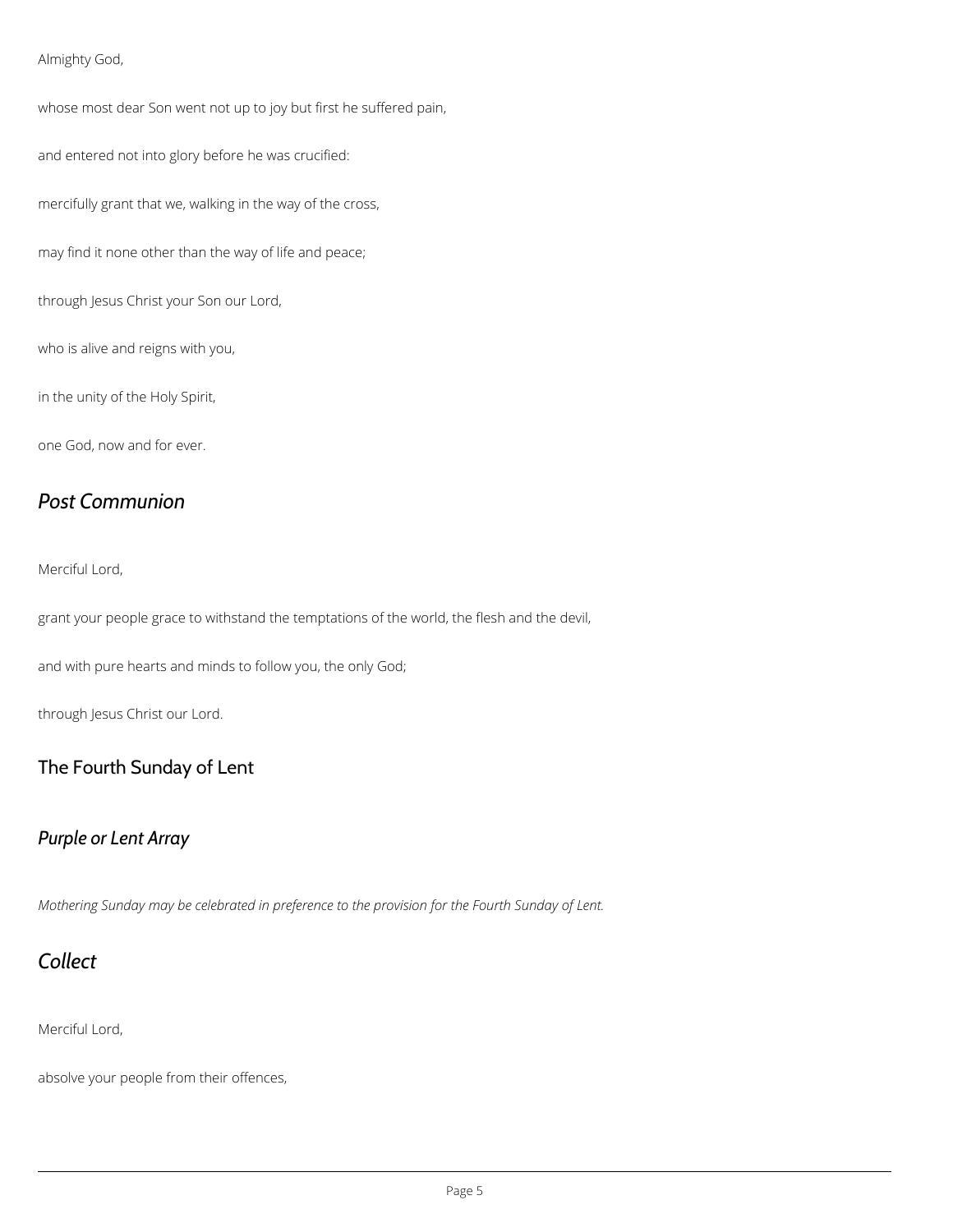Almighty God,

whose most dear Son went not up to joy but first he suffered pain,

and entered not into glory before he was crucified:

mercifully grant that we, walking in the way of the cross,

may find it none other than the way of life and peace;

through Jesus Christ your Son our Lord,

who is alive and reigns with you,

in the unity of the Holy Spirit,

one God, now and for ever.

## *Post Communion*

Merciful Lord,

grant your people grace to withstand the temptations of the world, the flesh and the devil,

and with pure hearts and minds to follow you, the only God;

through Jesus Christ our Lord.

## The Fourth Sunday of Lent

## *Purple or Lent Array*

*Mothering Sunday may be celebrated in preference to the provision for the Fourth Sunday of Lent.*

## *Collect*

Merciful Lord,

absolve your people from their offences,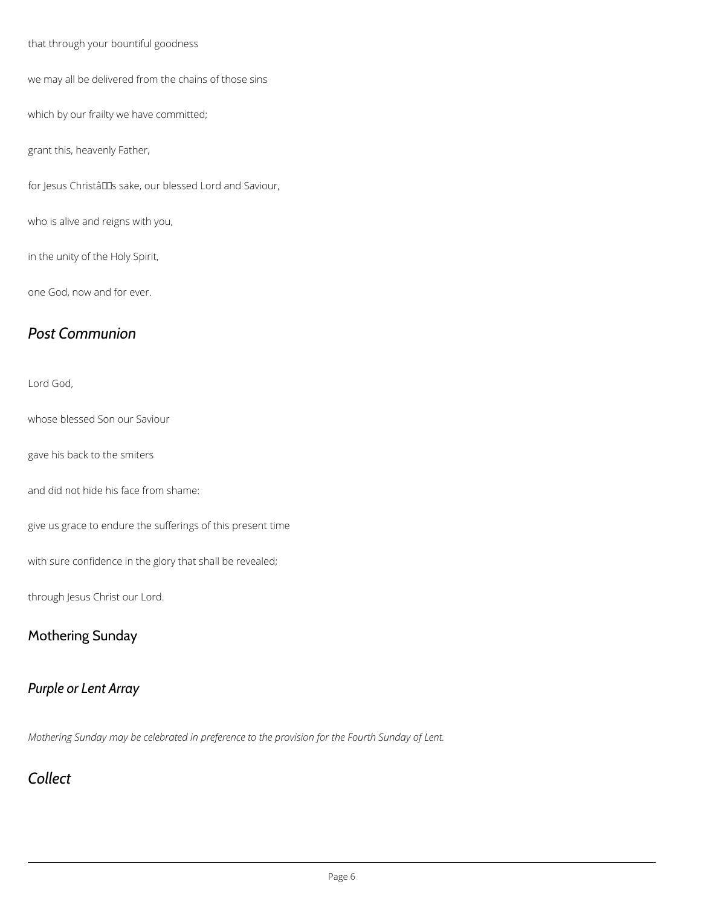that through your bountiful goodness

we may all be delivered from the chains of those sins

which by our frailty we have committed;

grant this, heavenly Father,

for Jesus Christâs sake, our blessed Lord and Saviour,

who is alive and reigns with you,

in the unity of the Holy Spirit,

one God, now and for ever.

## *Post Communion*

Lord God,

whose blessed Son our Saviour

gave his back to the smiters

and did not hide his face from shame:

give us grace to endure the sufferings of this present time

with sure confidence in the glory that shall be revealed;

through Jesus Christ our Lord.

## Mothering Sunday

## *Purple or Lent Array*

*Mothering Sunday may be celebrated in preference to the provision for the Fourth Sunday of Lent.*

## *Collect*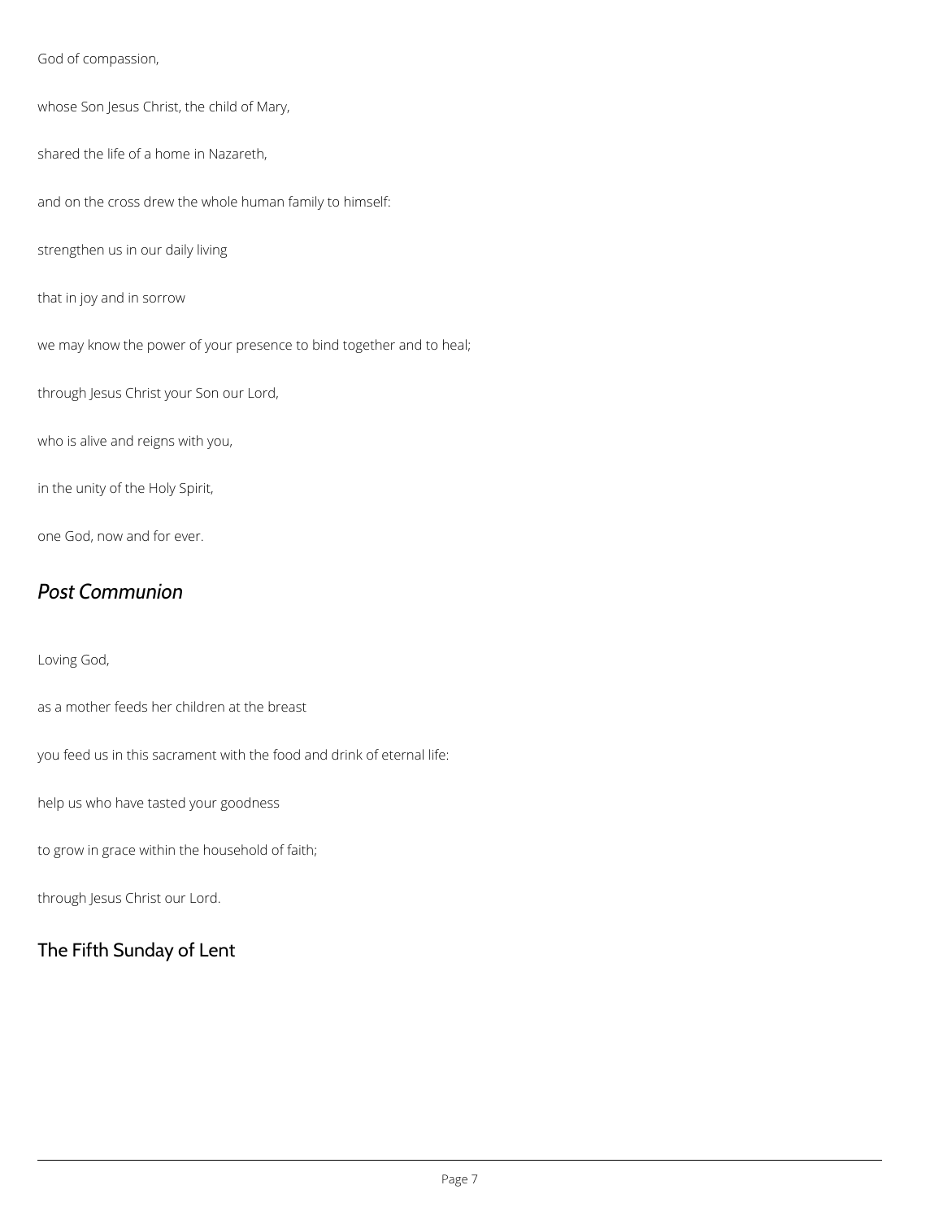God of compassion,

whose Son Jesus Christ, the child of Mary,

shared the life of a home in Nazareth,

and on the cross drew the whole human family to himself:

strengthen us in our daily living

that in joy and in sorrow

we may know the power of your presence to bind together and to heal;

through Jesus Christ your Son our Lord,

who is alive and reigns with you,

in the unity of the Holy Spirit,

one God, now and for ever.

## *Post Communion*

Loving God,

as a mother feeds her children at the breast

you feed us in this sacrament with the food and drink of eternal life:

help us who have tasted your goodness

to grow in grace within the household of faith;

through Jesus Christ our Lord.

## The Fifth Sunday of Lent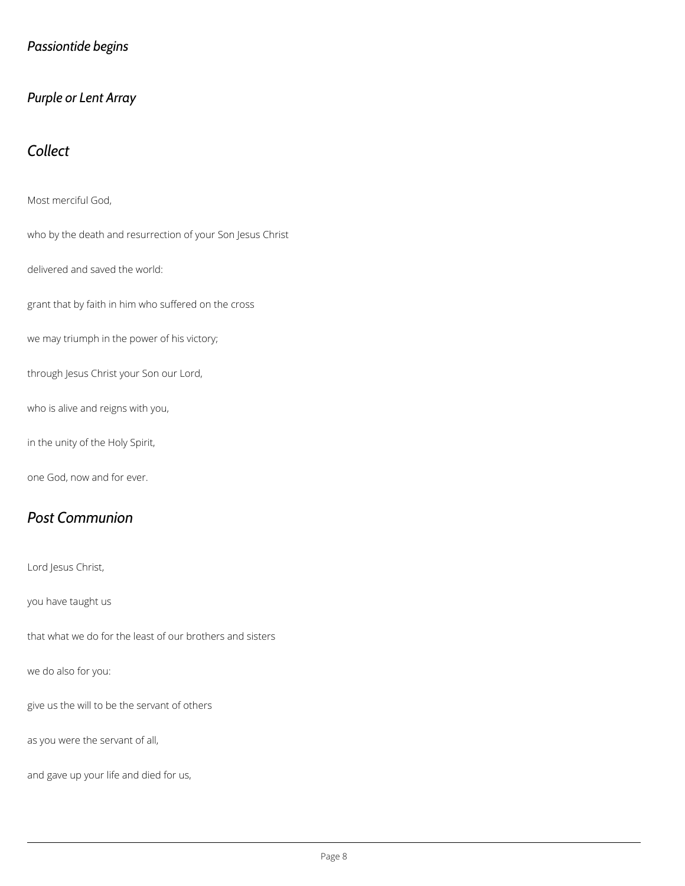*Passiontide begins*

*Purple or Lent Array*

## *Collect*

Most merciful God,

who by the death and resurrection of your Son Jesus Christ

delivered and saved the world:

grant that by faith in him who suffered on the cross

we may triumph in the power of his victory;

through Jesus Christ your Son our Lord,

who is alive and reigns with you,

in the unity of the Holy Spirit,

one God, now and for ever.

## *Post Communion*

Lord Jesus Christ,

you have taught us

that what we do for the least of our brothers and sisters

we do also for you:

give us the will to be the servant of others

as you were the servant of all,

and gave up your life and died for us,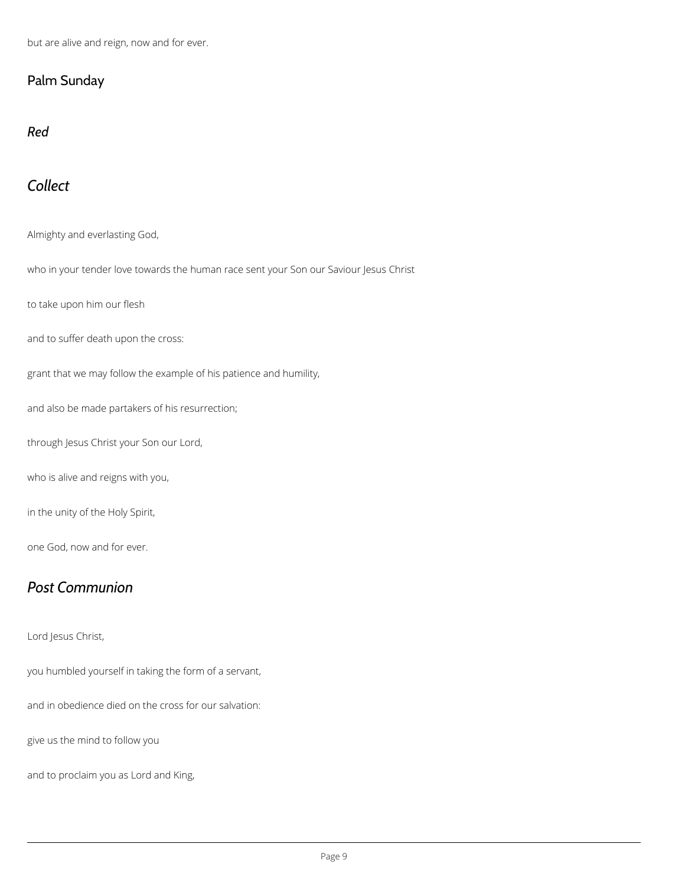but are alive and reign, now and for ever.

## Palm Sunday

### *Red*

### *Collect*

Almighty and everlasting God,

who in your tender love towards the human race sent your Son our Saviour Jesus Christ

to take upon him our flesh

and to suffer death upon the cross:

grant that we may follow the example of his patience and humility,

and also be made partakers of his resurrection;

through Jesus Christ your Son our Lord,

who is alive and reigns with you,

in the unity of the Holy Spirit,

one God, now and for ever.

### *Post Communion*

Lord Jesus Christ,

you humbled yourself in taking the form of a servant,

and in obedience died on the cross for our salvation:

give us the mind to follow you

and to proclaim you as Lord and King,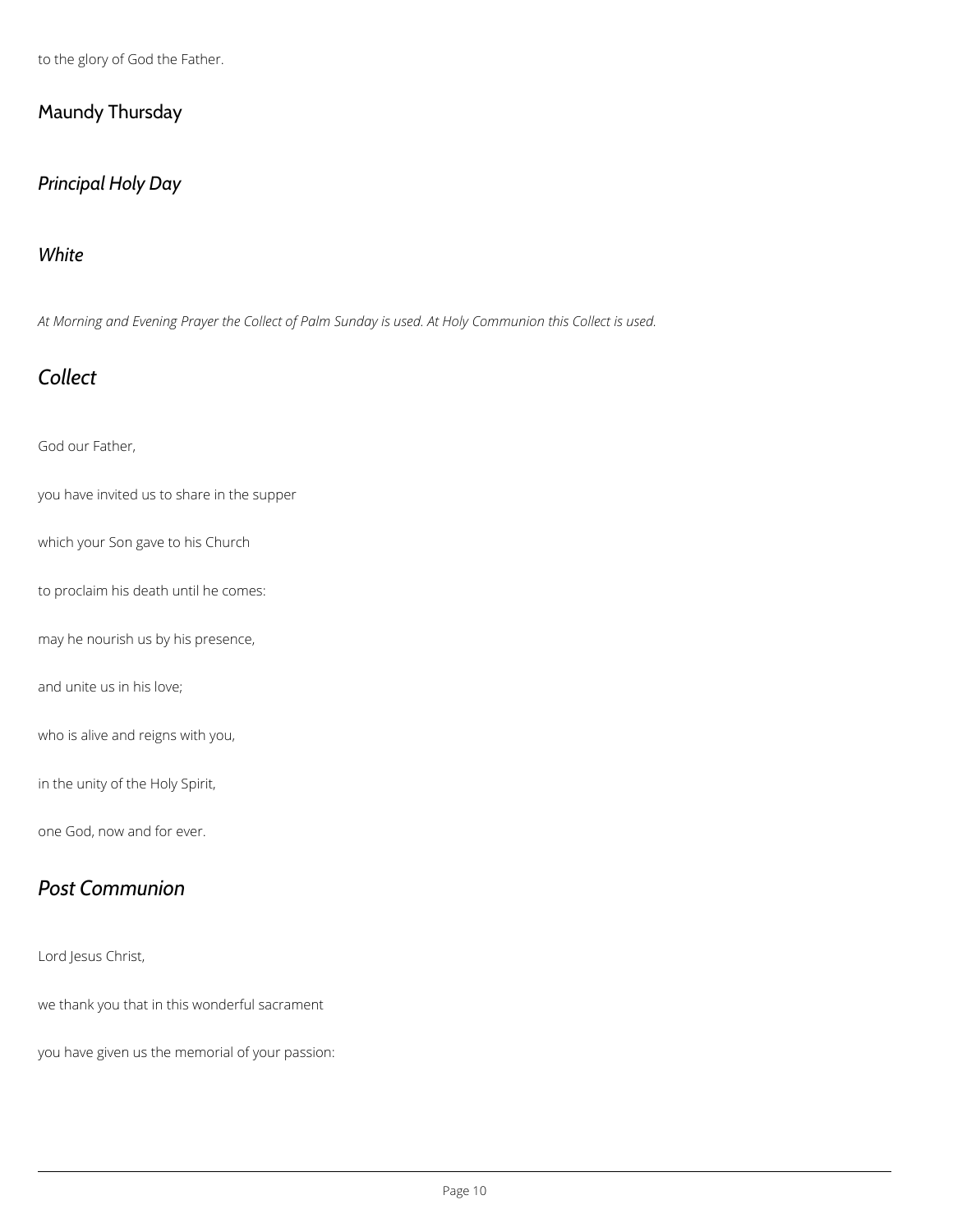to the glory of God the Father.

## Maundy Thursday

### *Principal Holy Day*

### *White*

*At Morning and Evening Prayer the Collect of Palm Sunday is used. At Holy Communion this Collect is used.*

## *Collect*

God our Father,

you have invited us to share in the supper

which your Son gave to his Church

to proclaim his death until he comes:

may he nourish us by his presence,

and unite us in his love;

who is alive and reigns with you,

in the unity of the Holy Spirit,

one God, now and for ever.

## *Post Communion*

Lord Jesus Christ,

we thank you that in this wonderful sacrament

you have given us the memorial of your passion: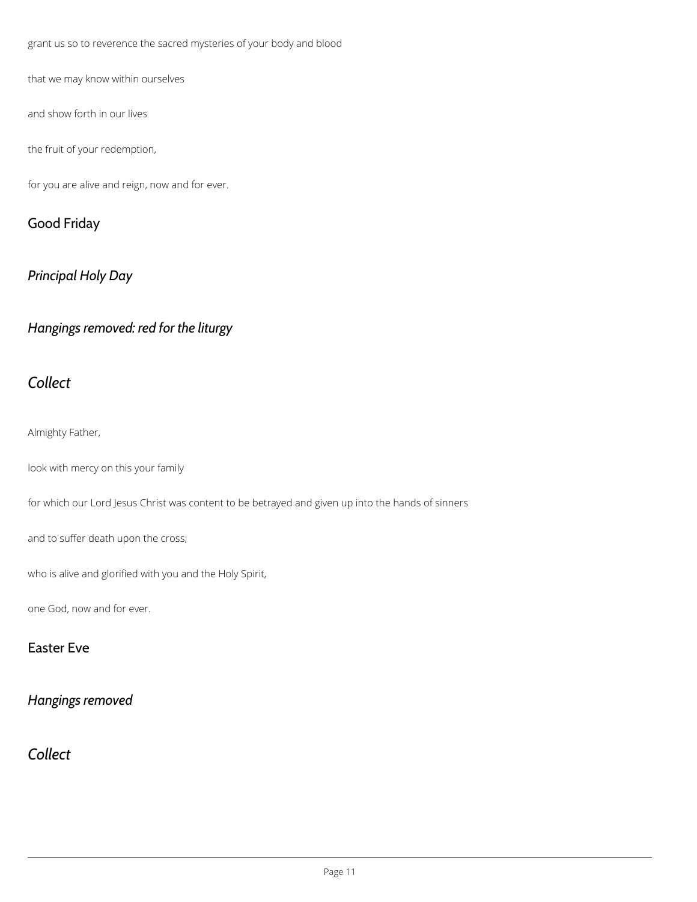grant us so to reverence the sacred mysteries of your body and blood

that we may know within ourselves

and show forth in our lives

the fruit of your redemption,

for you are alive and reign, now and for ever.

## Good Friday

### *Principal Holy Day*

### *Hangings removed: red for the liturgy*

### *Collect*

Almighty Father,

look with mercy on this your family

for which our Lord Jesus Christ was content to be betrayed and given up into the hands of sinners

and to suffer death upon the cross;

who is alive and glorified with you and the Holy Spirit,

one God, now and for ever.

## Easter Eve

### *Hangings removed*

### *Collect*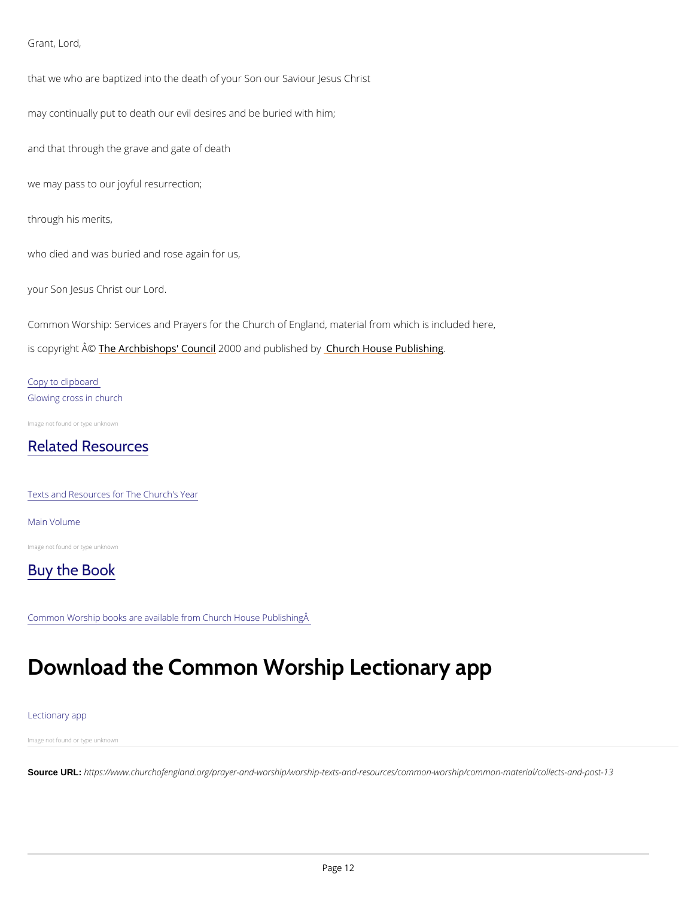Grant, Lord,

that we who are baptized into the death of your Son our Saviour Jesus Christ

may continually put to death our evil desires and be buried with him;

and that through the grave and gate of death

we may pass to our joyful resurrection;

through his merits,

who died and was buried and rose again for us,

your Son Jesus Christ our Lord.

Common Worship: Services and Prayers for the Church of England, material from which is included here, is copyright Â© The Archbishops' Council 2000 and published by Church House Publishing.

Copy to clipboard

Glowing cross in church

Image not found or type unknown

## Related Resources

Texts and Resources for The Church's Year

Main Volume

Image not found or type unknown

## Buy the Book

Common Worship books are available from Church House PublishingÂ

# Download the Common Worship Lectionary app

Lectionary app

Image not found or type unknown

**Source URL:** *https://www.churchofengland.org/prayer-and-worship/worship-texts-and-resources/common-worship/common-material/collects-and-post-13*